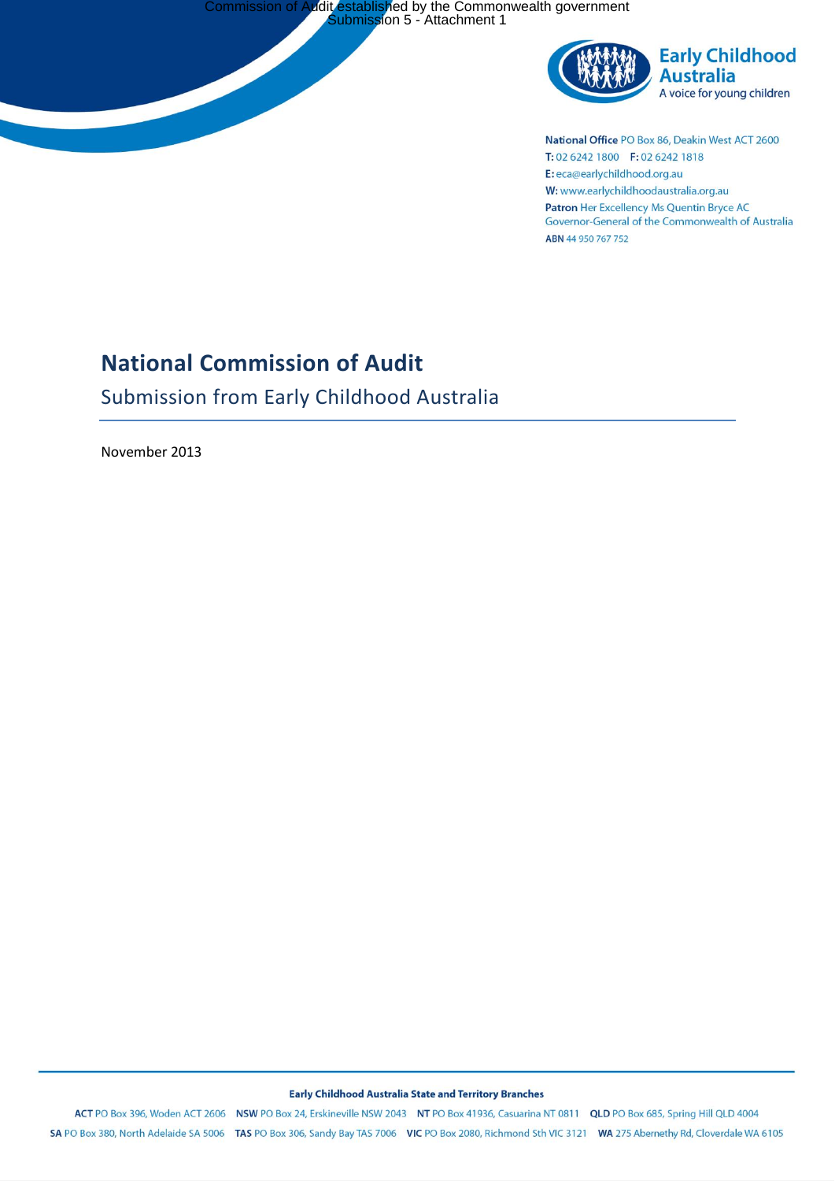Commission of Audit established by the Commonwealth government
Submission 5 - Attachment 1

**Early Childhood Australia**
A voice for young children

**National Office** PO Box 86, Deakin West ACT 2600
**T:** 02 6242 1800 **F:** 02 6242 1818
**E:** eca@earlychildhood.org.au
**W:** www.earlychildhoodaustralia.org.au
**Patron** Her Excellency Ms Quentin Bryce AC
Governor-General of the Commonwealth of Australia
**ABN** 44 950 767 752

# National Commission of Audit

## Submission from Early Childhood Australia

November 2013

**Early Childhood Australia State and Territory Branches**

**ACT** PO Box 396, Woden ACT 2606 **NSW** PO Box 24, Erskineville NSW 2043 **NT** PO Box 41936, Casuarina NT 0811 **QLD** PO Box 685, Spring Hill QLD 4004
**SA** PO Box 380, North Adelaide SA 5006 **TAS** PO Box 306, Sandy Bay TAS 7006 **VIC** PO Box 2080, Richmond Sth VIC 3121 **WA** 275 Abernethy Rd, Cloverdale WA 6105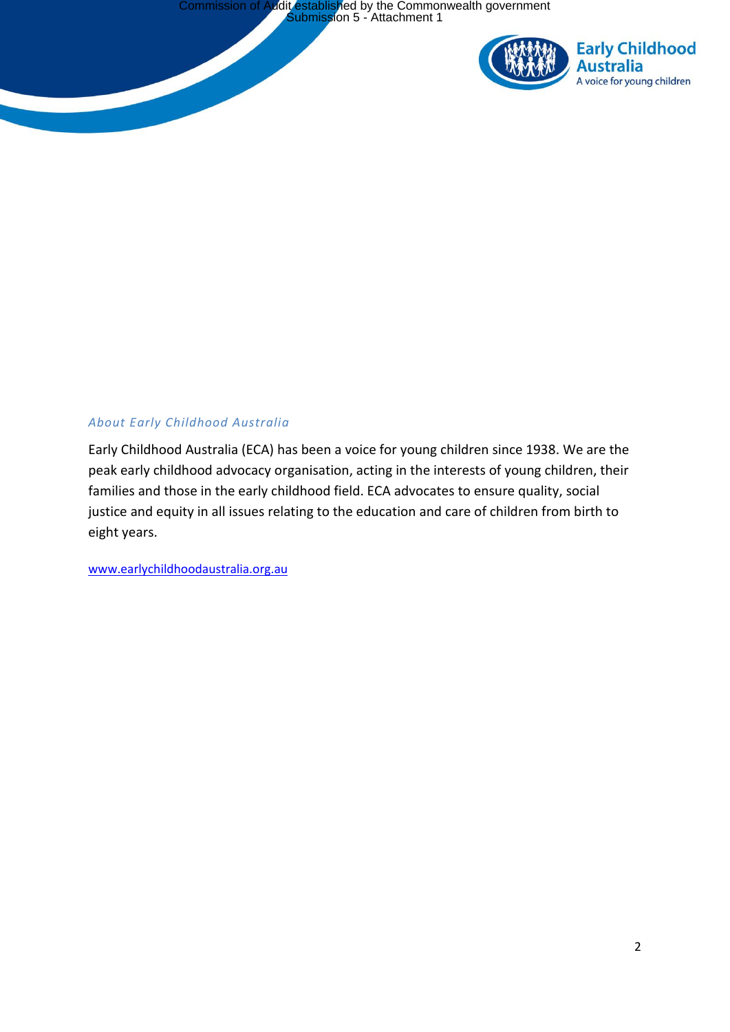### *About Early Childhood Australia*

Early Childhood Australia (ECA) has been a voice for young children since 1938. We are the peak early childhood advocacy organisation, acting in the interests of young children, their families and those in the early childhood field. ECA advocates to ensure quality, social justice and equity in all issues relating to the education and care of children from birth to eight years.

www.earlychildhoodaustralia.org.au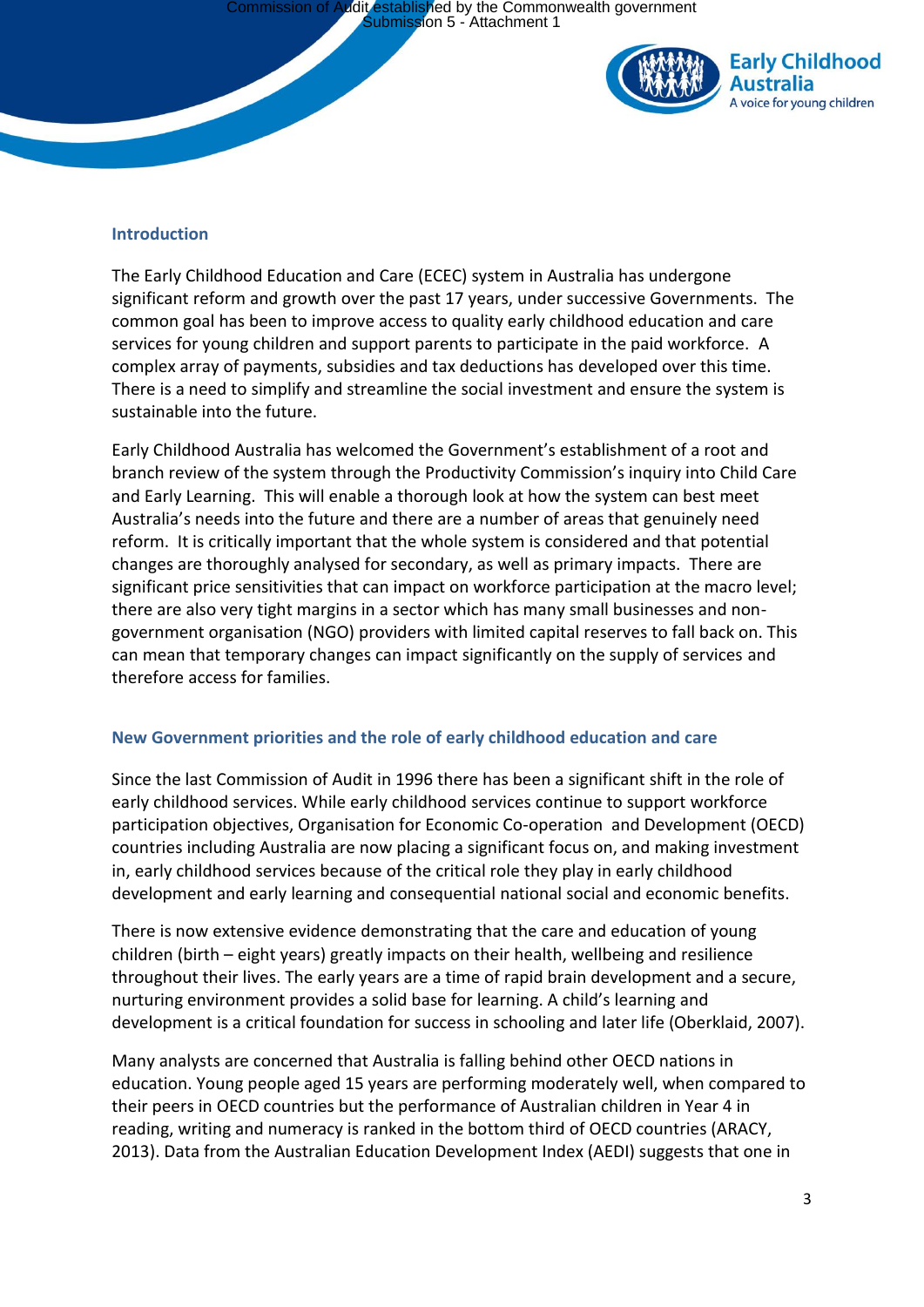## Introduction

The Early Childhood Education and Care (ECEC) system in Australia has undergone significant reform and growth over the past 17 years, under successive Governments. The common goal has been to improve access to quality early childhood education and care services for young children and support parents to participate in the paid workforce. A complex array of payments, subsidies and tax deductions has developed over this time. There is a need to simplify and streamline the social investment and ensure the system is sustainable into the future.

Early Childhood Australia has welcomed the Government's establishment of a root and branch review of the system through the Productivity Commission's inquiry into Child Care and Early Learning. This will enable a thorough look at how the system can best meet Australia's needs into the future and there are a number of areas that genuinely need reform. It is critically important that the whole system is considered and that potential changes are thoroughly analysed for secondary, as well as primary impacts. There are significant price sensitivities that can impact on workforce participation at the macro level; there are also very tight margins in a sector which has many small businesses and non-government organisation (NGO) providers with limited capital reserves to fall back on. This can mean that temporary changes can impact significantly on the supply of services and therefore access for families.

## New Government priorities and the role of early childhood education and care

Since the last Commission of Audit in 1996 there has been a significant shift in the role of early childhood services. While early childhood services continue to support workforce participation objectives, Organisation for Economic Co-operation and Development (OECD) countries including Australia are now placing a significant focus on, and making investment in, early childhood services because of the critical role they play in early childhood development and early learning and consequential national social and economic benefits.

There is now extensive evidence demonstrating that the care and education of young children (birth – eight years) greatly impacts on their health, wellbeing and resilience throughout their lives. The early years are a time of rapid brain development and a secure, nurturing environment provides a solid base for learning. A child's learning and development is a critical foundation for success in schooling and later life (Oberklaid, 2007).

Many analysts are concerned that Australia is falling behind other OECD nations in education. Young people aged 15 years are performing moderately well, when compared to their peers in OECD countries but the performance of Australian children in Year 4 in reading, writing and numeracy is ranked in the bottom third of OECD countries (ARACY, 2013). Data from the Australian Education Development Index (AEDI) suggests that one in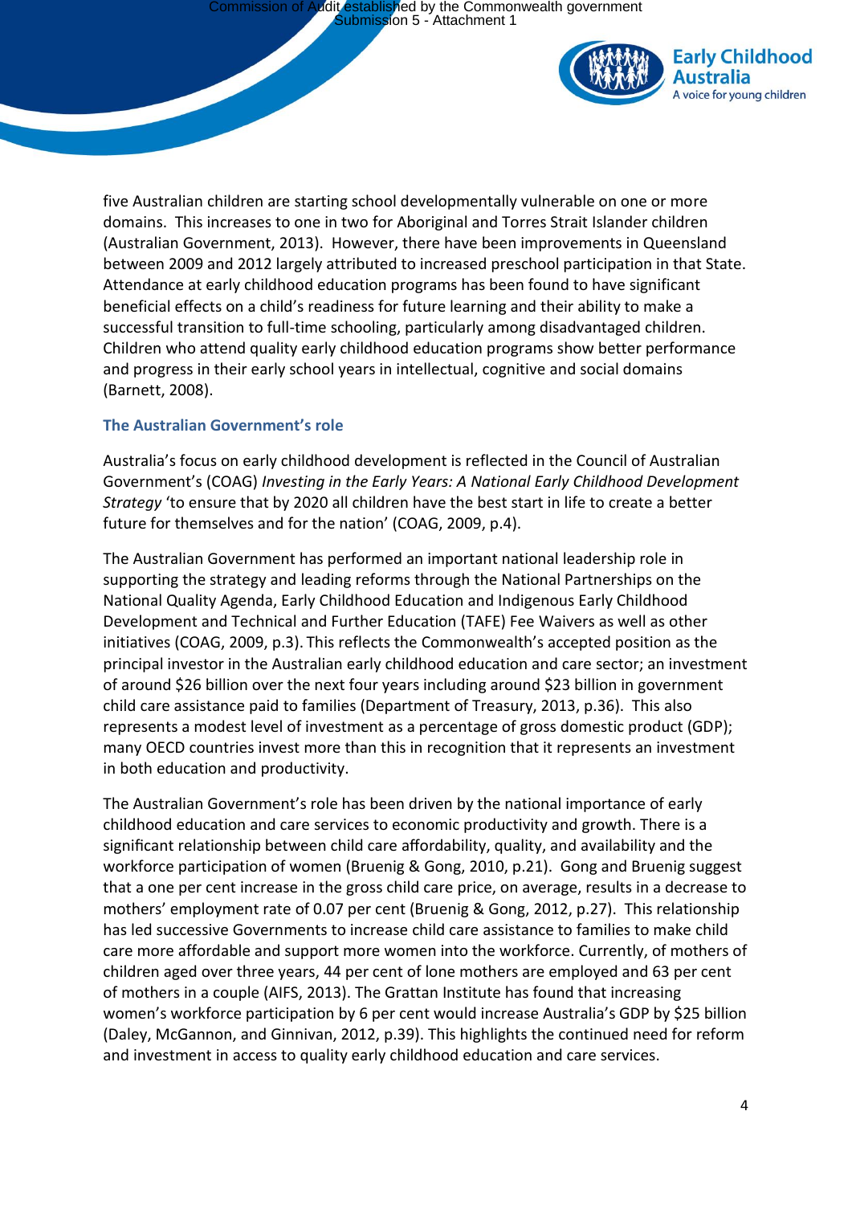five Australian children are starting school developmentally vulnerable on one or more domains. This increases to one in two for Aboriginal and Torres Strait Islander children (Australian Government, 2013). However, there have been improvements in Queensland between 2009 and 2012 largely attributed to increased preschool participation in that State. Attendance at early childhood education programs has been found to have significant beneficial effects on a child's readiness for future learning and their ability to make a successful transition to full-time schooling, particularly among disadvantaged children. Children who attend quality early childhood education programs show better performance and progress in their early school years in intellectual, cognitive and social domains (Barnett, 2008).

### The Australian Government's role

Australia's focus on early childhood development is reflected in the Council of Australian Government's (COAG) *Investing in the Early Years: A National Early Childhood Development Strategy* 'to ensure that by 2020 all children have the best start in life to create a better future for themselves and for the nation' (COAG, 2009, p.4).

The Australian Government has performed an important national leadership role in supporting the strategy and leading reforms through the National Partnerships on the National Quality Agenda, Early Childhood Education and Indigenous Early Childhood Development and Technical and Further Education (TAFE) Fee Waivers as well as other initiatives (COAG, 2009, p.3). This reflects the Commonwealth's accepted position as the principal investor in the Australian early childhood education and care sector; an investment of around $26 billion over the next four years including around $23 billion in government child care assistance paid to families (Department of Treasury, 2013, p.36). This also represents a modest level of investment as a percentage of gross domestic product (GDP); many OECD countries invest more than this in recognition that it represents an investment in both education and productivity.

The Australian Government's role has been driven by the national importance of early childhood education and care services to economic productivity and growth. There is a significant relationship between child care affordability, quality, and availability and the workforce participation of women (Bruenig & Gong, 2010, p.21). Gong and Bruenig suggest that a one per cent increase in the gross child care price, on average, results in a decrease to mothers' employment rate of 0.07 per cent (Bruenig & Gong, 2012, p.27). This relationship has led successive Governments to increase child care assistance to families to make child care more affordable and support more women into the workforce. Currently, of mothers of children aged over three years, 44 per cent of lone mothers are employed and 63 per cent of mothers in a couple (AIFS, 2013). The Grattan Institute has found that increasing women's workforce participation by 6 per cent would increase Australia's GDP by $25 billion (Daley, McGannon, and Ginnivan, 2012, p.39). This highlights the continued need for reform and investment in access to quality early childhood education and care services.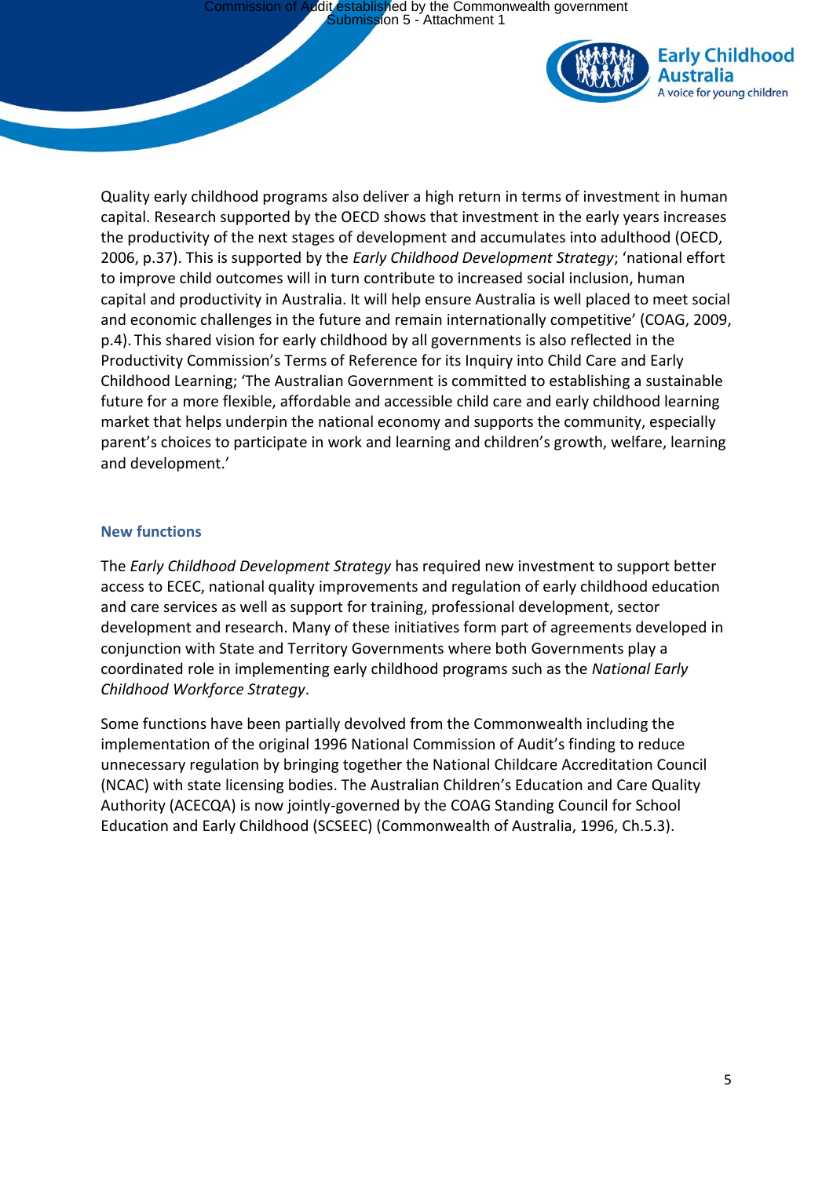Quality early childhood programs also deliver a high return in terms of investment in human capital. Research supported by the OECD shows that investment in the early years increases the productivity of the next stages of development and accumulates into adulthood (OECD, 2006, p.37). This is supported by the *Early Childhood Development Strategy*; 'national effort to improve child outcomes will in turn contribute to increased social inclusion, human capital and productivity in Australia. It will help ensure Australia is well placed to meet social and economic challenges in the future and remain internationally competitive' (COAG, 2009, p.4). This shared vision for early childhood by all governments is also reflected in the Productivity Commission's Terms of Reference for its Inquiry into Child Care and Early Childhood Learning; 'The Australian Government is committed to establishing a sustainable future for a more flexible, affordable and accessible child care and early childhood learning market that helps underpin the national economy and supports the community, especially parent's choices to participate in work and learning and children's growth, welfare, learning and development.'

### New functions

The *Early Childhood Development Strategy* has required new investment to support better access to ECEC, national quality improvements and regulation of early childhood education and care services as well as support for training, professional development, sector development and research. Many of these initiatives form part of agreements developed in conjunction with State and Territory Governments where both Governments play a coordinated role in implementing early childhood programs such as the *National Early Childhood Workforce Strategy*.

Some functions have been partially devolved from the Commonwealth including the implementation of the original 1996 National Commission of Audit's finding to reduce unnecessary regulation by bringing together the National Childcare Accreditation Council (NCAC) with state licensing bodies. The Australian Children's Education and Care Quality Authority (ACECQA) is now jointly-governed by the COAG Standing Council for School Education and Early Childhood (SCSEEC) (Commonwealth of Australia, 1996, Ch.5.3).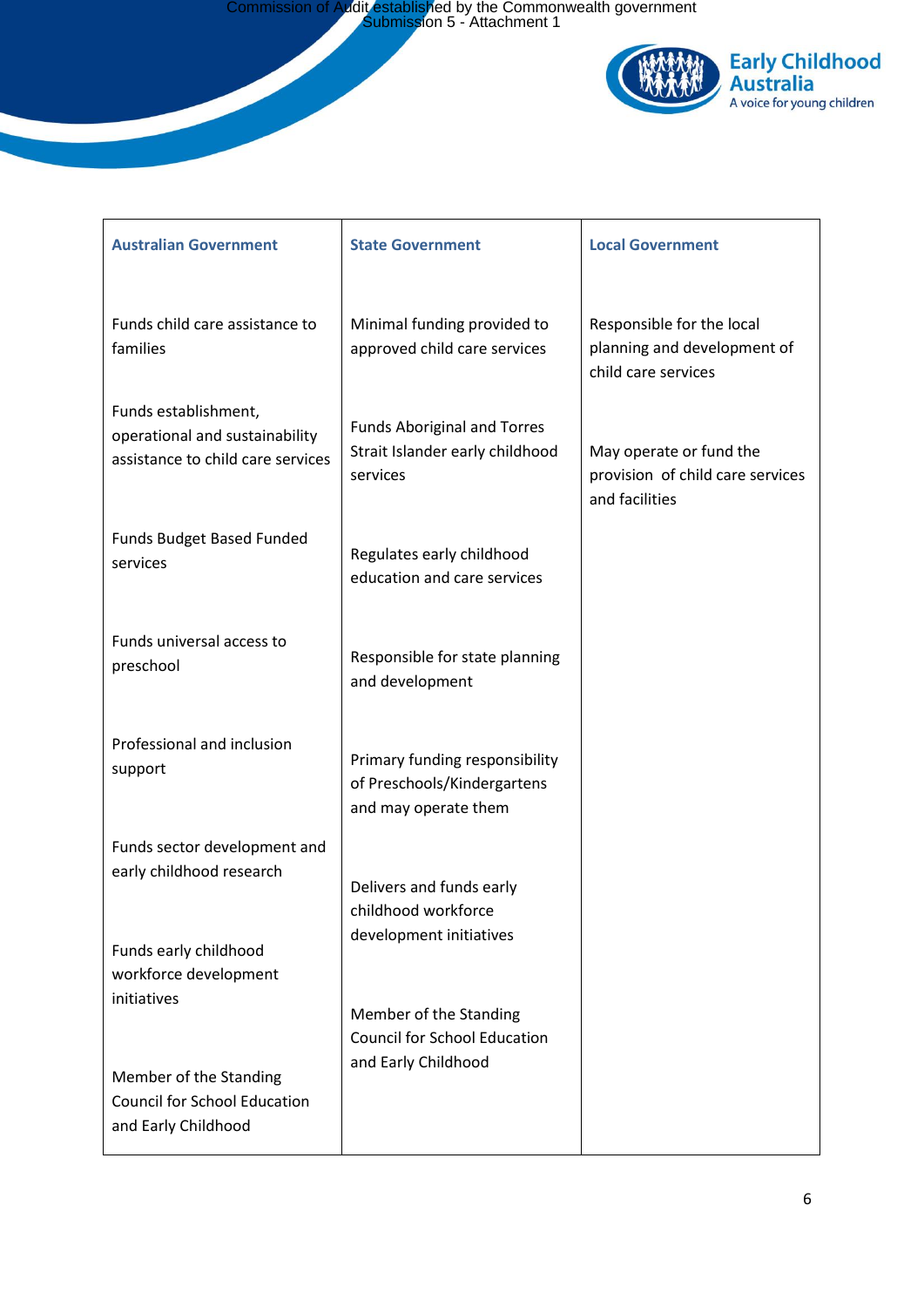Commission of Audit established by the Commonwealth government
Submission 5 - Attachment 1

| Australian Government | State Government | Local Government |
|---|---|---|
| Funds child care assistance to families | Minimal funding provided to approved child care services | Responsible for the local planning and development of child care services |
| Funds establishment, operational and sustainability assistance to child care services | Funds Aboriginal and Torres Strait Islander early childhood services | May operate or fund the provision of child care services and facilities |
| Funds Budget Based Funded services | Regulates early childhood education and care services | |
| Funds universal access to preschool | Responsible for state planning and development | |
| Professional and inclusion support | Primary funding responsibility of Preschools/Kindergartens and may operate them | |
| Funds sector development and early childhood research | Delivers and funds early childhood workforce development initiatives | |
| Funds early childhood workforce development initiatives | Member of the Standing Council for School Education and Early Childhood | |
| Member of the Standing Council for School Education and Early Childhood | | |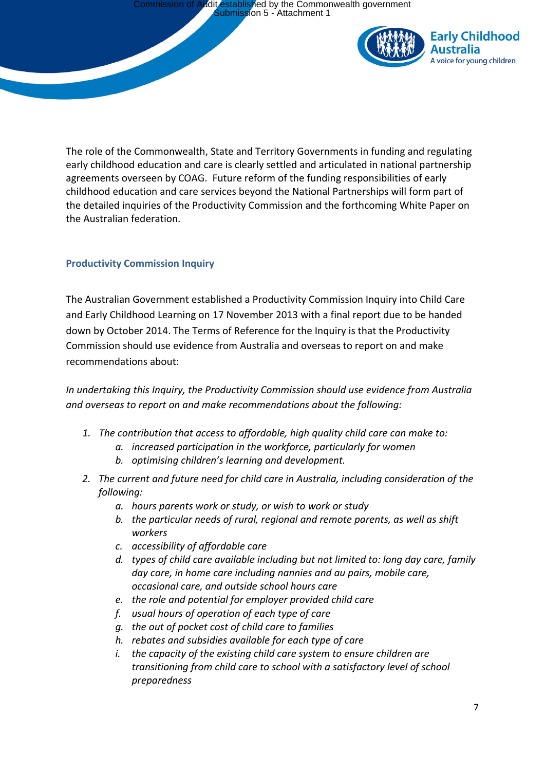The role of the Commonwealth, State and Territory Governments in funding and regulating early childhood education and care is clearly settled and articulated in national partnership agreements overseen by COAG. Future reform of the funding responsibilities of early childhood education and care services beyond the National Partnerships will form part of the detailed inquiries of the Productivity Commission and the forthcoming White Paper on the Australian federation.

### Productivity Commission Inquiry

The Australian Government established a Productivity Commission Inquiry into Child Care and Early Childhood Learning on 17 November 2013 with a final report due to be handed down by October 2014. The Terms of Reference for the Inquiry is that the Productivity Commission should use evidence from Australia and overseas to report on and make recommendations about:

*In undertaking this Inquiry, the Productivity Commission should use evidence from Australia and overseas to report on and make recommendations about the following:*

1. *The contribution that access to affordable, high quality child care can make to:*
    a. *increased participation in the workforce, particularly for women*
    b. *optimising children's learning and development.*
2. *The current and future need for child care in Australia, including consideration of the following:*
    a. *hours parents work or study, or wish to work or study*
    b. *the particular needs of rural, regional and remote parents, as well as shift workers*
    c. *accessibility of affordable care*
    d. *types of child care available including but not limited to: long day care, family day care, in home care including nannies and au pairs, mobile care, occasional care, and outside school hours care*
    e. *the role and potential for employer provided child care*
    f. *usual hours of operation of each type of care*
    g. *the out of pocket cost of child care to families*
    h. *rebates and subsidies available for each type of care*
    i. *the capacity of the existing child care system to ensure children are transitioning from child care to school with a satisfactory level of school preparedness*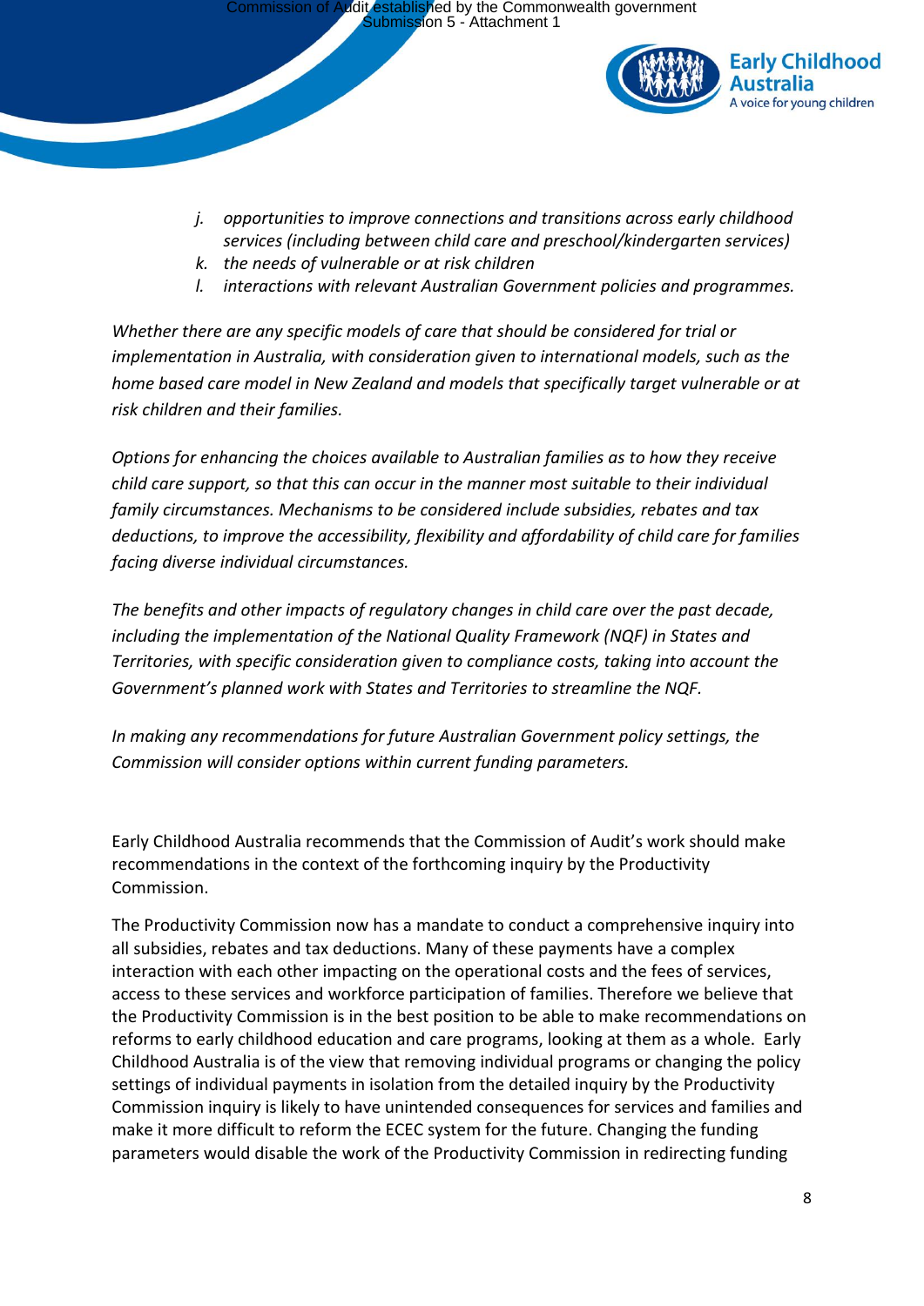*j. opportunities to improve connections and transitions across early childhood services (including between child care and preschool/kindergarten services)*
*k. the needs of vulnerable or at risk children*
*l. interactions with relevant Australian Government policies and programmes.*

*Whether there are any specific models of care that should be considered for trial or implementation in Australia, with consideration given to international models, such as the home based care model in New Zealand and models that specifically target vulnerable or at risk children and their families.*

*Options for enhancing the choices available to Australian families as to how they receive child care support, so that this can occur in the manner most suitable to their individual family circumstances. Mechanisms to be considered include subsidies, rebates and tax deductions, to improve the accessibility, flexibility and affordability of child care for families facing diverse individual circumstances.*

*The benefits and other impacts of regulatory changes in child care over the past decade, including the implementation of the National Quality Framework (NQF) in States and Territories, with specific consideration given to compliance costs, taking into account the Government's planned work with States and Territories to streamline the NQF.*

*In making any recommendations for future Australian Government policy settings, the Commission will consider options within current funding parameters.*

Early Childhood Australia recommends that the Commission of Audit's work should make recommendations in the context of the forthcoming inquiry by the Productivity Commission.

The Productivity Commission now has a mandate to conduct a comprehensive inquiry into all subsidies, rebates and tax deductions. Many of these payments have a complex interaction with each other impacting on the operational costs and the fees of services, access to these services and workforce participation of families. Therefore we believe that the Productivity Commission is in the best position to be able to make recommendations on reforms to early childhood education and care programs, looking at them as a whole. Early Childhood Australia is of the view that removing individual programs or changing the policy settings of individual payments in isolation from the detailed inquiry by the Productivity Commission inquiry is likely to have unintended consequences for services and families and make it more difficult to reform the ECEC system for the future. Changing the funding parameters would disable the work of the Productivity Commission in redirecting funding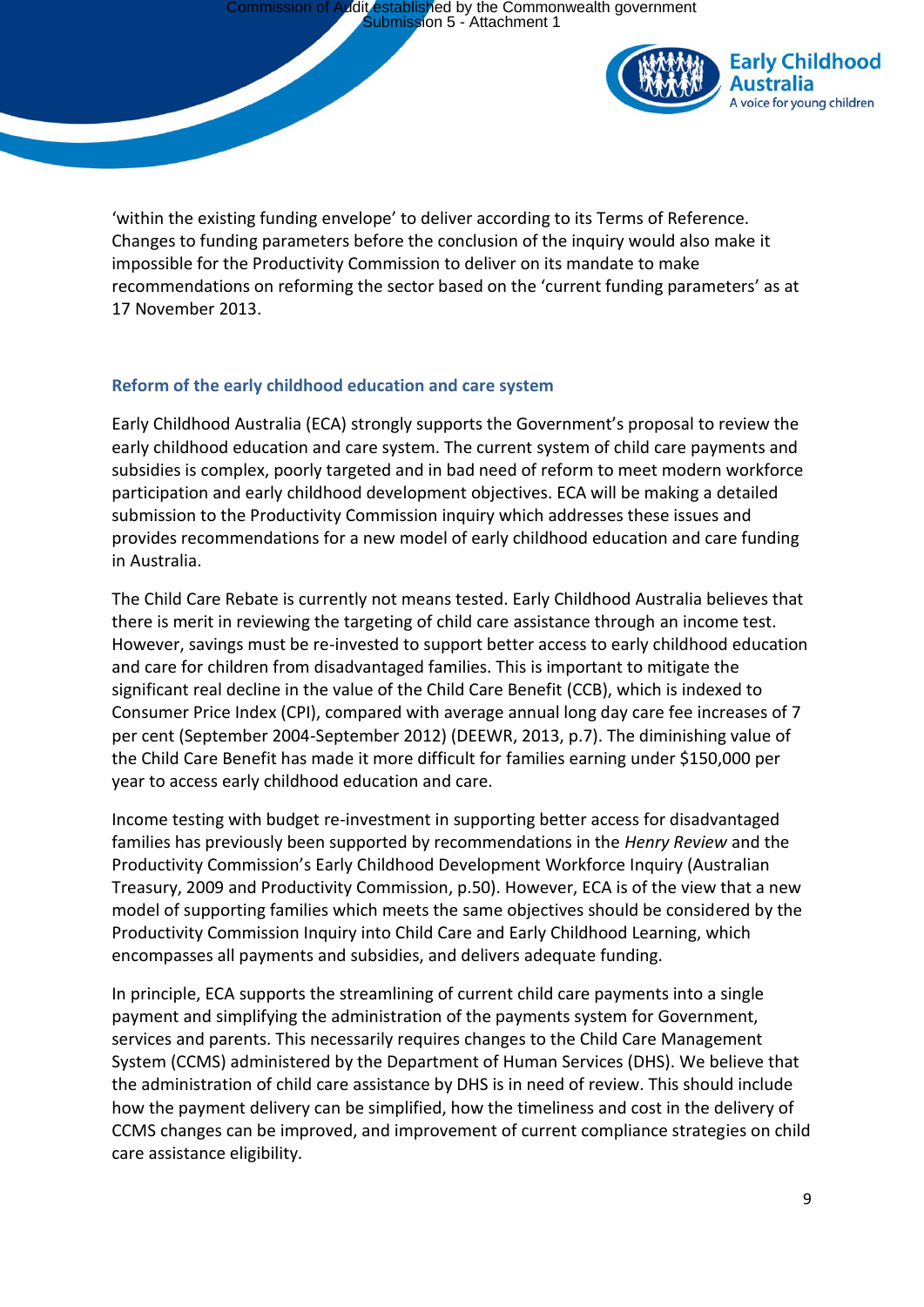'within the existing funding envelope' to deliver according to its Terms of Reference. Changes to funding parameters before the conclusion of the inquiry would also make it impossible for the Productivity Commission to deliver on its mandate to make recommendations on reforming the sector based on the 'current funding parameters' as at 17 November 2013.

## Reform of the early childhood education and care system

Early Childhood Australia (ECA) strongly supports the Government's proposal to review the early childhood education and care system. The current system of child care payments and subsidies is complex, poorly targeted and in bad need of reform to meet modern workforce participation and early childhood development objectives. ECA will be making a detailed submission to the Productivity Commission inquiry which addresses these issues and provides recommendations for a new model of early childhood education and care funding in Australia.

The Child Care Rebate is currently not means tested. Early Childhood Australia believes that there is merit in reviewing the targeting of child care assistance through an income test. However, savings must be re-invested to support better access to early childhood education and care for children from disadvantaged families. This is important to mitigate the significant real decline in the value of the Child Care Benefit (CCB), which is indexed to Consumer Price Index (CPI), compared with average annual long day care fee increases of 7 per cent (September 2004-September 2012) (DEEWR, 2013, p.7). The diminishing value of the Child Care Benefit has made it more difficult for families earning under $150,000 per year to access early childhood education and care.

Income testing with budget re-investment in supporting better access for disadvantaged families has previously been supported by recommendations in the *Henry Review* and the Productivity Commission's Early Childhood Development Workforce Inquiry (Australian Treasury, 2009 and Productivity Commission, p.50). However, ECA is of the view that a new model of supporting families which meets the same objectives should be considered by the Productivity Commission Inquiry into Child Care and Early Childhood Learning, which encompasses all payments and subsidies, and delivers adequate funding.

In principle, ECA supports the streamlining of current child care payments into a single payment and simplifying the administration of the payments system for Government, services and parents. This necessarily requires changes to the Child Care Management System (CCMS) administered by the Department of Human Services (DHS). We believe that the administration of child care assistance by DHS is in need of review. This should include how the payment delivery can be simplified, how the timeliness and cost in the delivery of CCMS changes can be improved, and improvement of current compliance strategies on child care assistance eligibility.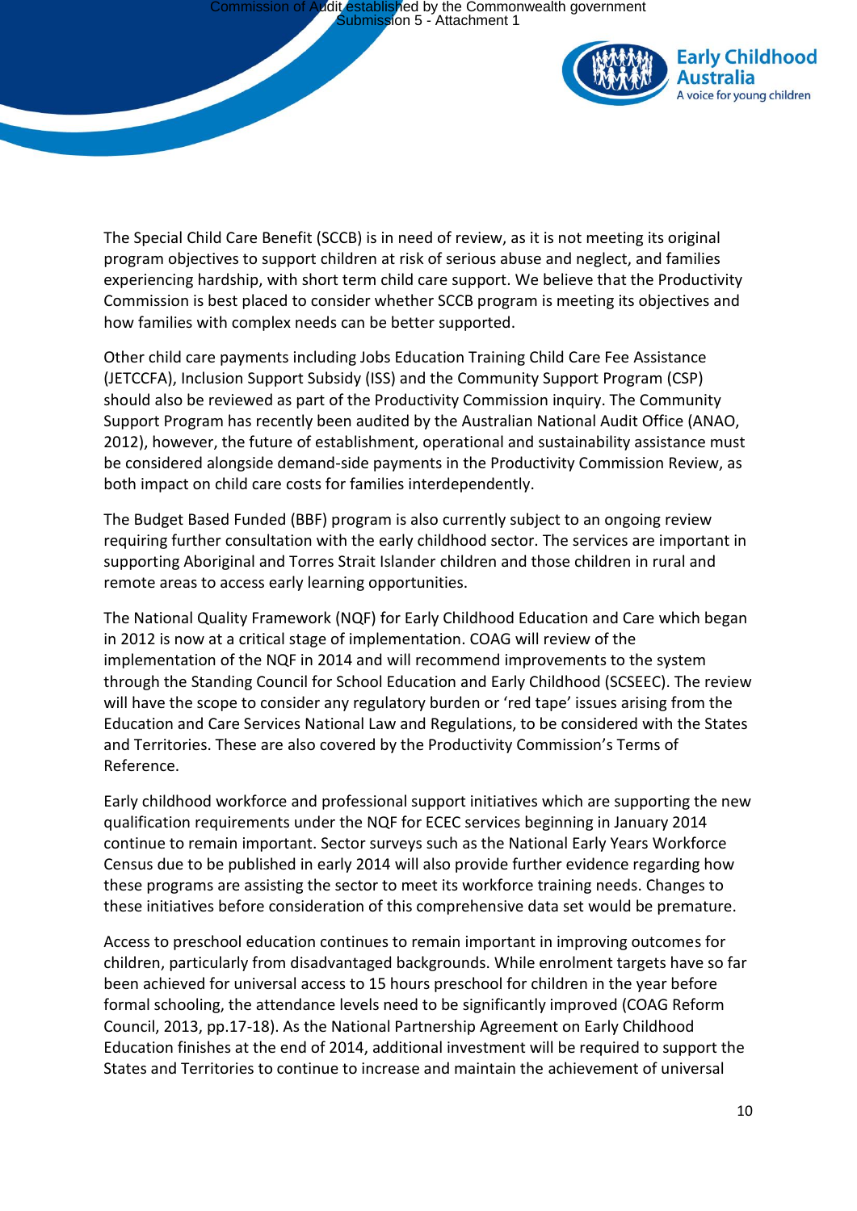The Special Child Care Benefit (SCCB) is in need of review, as it is not meeting its original program objectives to support children at risk of serious abuse and neglect, and families experiencing hardship, with short term child care support. We believe that the Productivity Commission is best placed to consider whether SCCB program is meeting its objectives and how families with complex needs can be better supported.

Other child care payments including Jobs Education Training Child Care Fee Assistance (JETCCFA), Inclusion Support Subsidy (ISS) and the Community Support Program (CSP) should also be reviewed as part of the Productivity Commission inquiry. The Community Support Program has recently been audited by the Australian National Audit Office (ANAO, 2012), however, the future of establishment, operational and sustainability assistance must be considered alongside demand-side payments in the Productivity Commission Review, as both impact on child care costs for families interdependently.

The Budget Based Funded (BBF) program is also currently subject to an ongoing review requiring further consultation with the early childhood sector. The services are important in supporting Aboriginal and Torres Strait Islander children and those children in rural and remote areas to access early learning opportunities.

The National Quality Framework (NQF) for Early Childhood Education and Care which began in 2012 is now at a critical stage of implementation. COAG will review of the implementation of the NQF in 2014 and will recommend improvements to the system through the Standing Council for School Education and Early Childhood (SCSEEC). The review will have the scope to consider any regulatory burden or 'red tape' issues arising from the Education and Care Services National Law and Regulations, to be considered with the States and Territories. These are also covered by the Productivity Commission's Terms of Reference.

Early childhood workforce and professional support initiatives which are supporting the new qualification requirements under the NQF for ECEC services beginning in January 2014 continue to remain important. Sector surveys such as the National Early Years Workforce Census due to be published in early 2014 will also provide further evidence regarding how these programs are assisting the sector to meet its workforce training needs. Changes to these initiatives before consideration of this comprehensive data set would be premature.

Access to preschool education continues to remain important in improving outcomes for children, particularly from disadvantaged backgrounds. While enrolment targets have so far been achieved for universal access to 15 hours preschool for children in the year before formal schooling, the attendance levels need to be significantly improved (COAG Reform Council, 2013, pp.17-18). As the National Partnership Agreement on Early Childhood Education finishes at the end of 2014, additional investment will be required to support the States and Territories to continue to increase and maintain the achievement of universal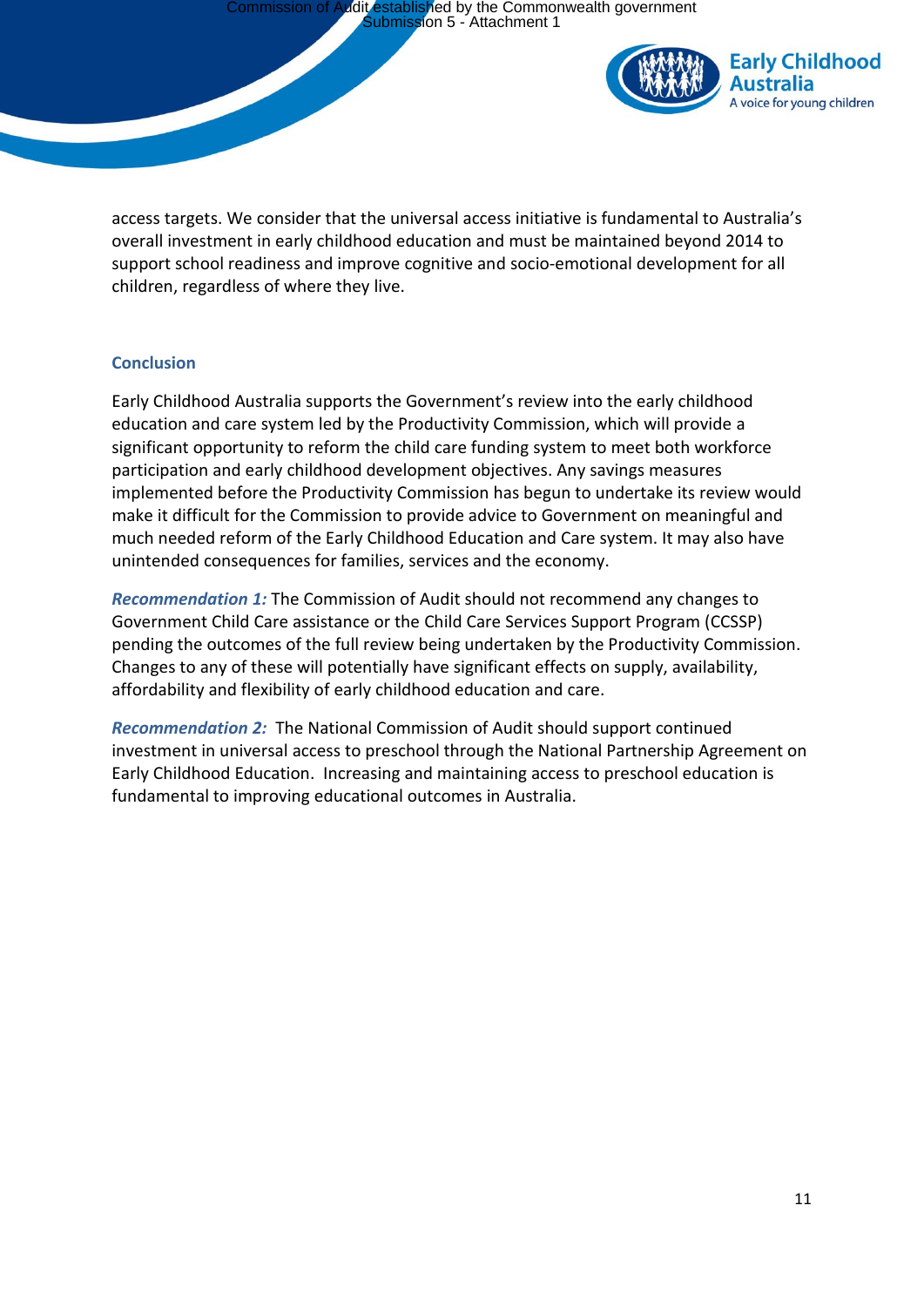access targets. We consider that the universal access initiative is fundamental to Australia's overall investment in early childhood education and must be maintained beyond 2014 to support school readiness and improve cognitive and socio-emotional development for all children, regardless of where they live.

## Conclusion

Early Childhood Australia supports the Government's review into the early childhood education and care system led by the Productivity Commission, which will provide a significant opportunity to reform the child care funding system to meet both workforce participation and early childhood development objectives. Any savings measures implemented before the Productivity Commission has begun to undertake its review would make it difficult for the Commission to provide advice to Government on meaningful and much needed reform of the Early Childhood Education and Care system. It may also have unintended consequences for families, services and the economy.

***Recommendation 1:*** The Commission of Audit should not recommend any changes to Government Child Care assistance or the Child Care Services Support Program (CCSSP) pending the outcomes of the full review being undertaken by the Productivity Commission. Changes to any of these will potentially have significant effects on supply, availability, affordability and flexibility of early childhood education and care.

***Recommendation 2:*** The National Commission of Audit should support continued investment in universal access to preschool through the National Partnership Agreement on Early Childhood Education. Increasing and maintaining access to preschool education is fundamental to improving educational outcomes in Australia.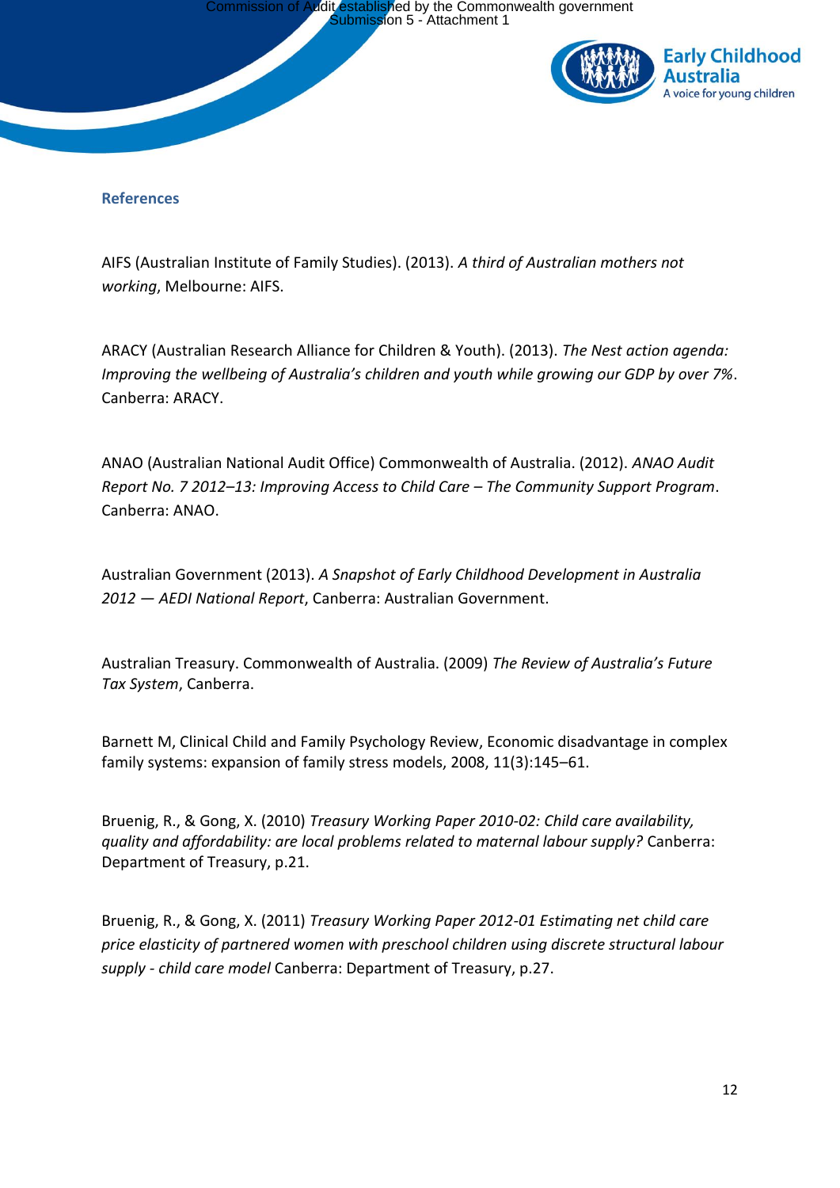## References

AIFS (Australian Institute of Family Studies). (2013). *A third of Australian mothers not working*, Melbourne: AIFS.

ARACY (Australian Research Alliance for Children & Youth). (2013). *The Nest action agenda: Improving the wellbeing of Australia's children and youth while growing our GDP by over 7%*. Canberra: ARACY.

ANAO (Australian National Audit Office) Commonwealth of Australia. (2012). *ANAO Audit Report No. 7 2012–13: Improving Access to Child Care – The Community Support Program*. Canberra: ANAO.

Australian Government (2013). *A Snapshot of Early Childhood Development in Australia 2012 — AEDI National Report*, Canberra: Australian Government.

Australian Treasury. Commonwealth of Australia. (2009) *The Review of Australia's Future Tax System*, Canberra.

Barnett M, Clinical Child and Family Psychology Review, Economic disadvantage in complex family systems: expansion of family stress models, 2008, 11(3):145–61.

Bruenig, R., & Gong, X. (2010) *Treasury Working Paper 2010-02: Child care availability, quality and affordability: are local problems related to maternal labour supply?* Canberra: Department of Treasury, p.21.

Bruenig, R., & Gong, X. (2011) *Treasury Working Paper 2012-01 Estimating net child care price elasticity of partnered women with preschool children using discrete structural labour supply - child care model* Canberra: Department of Treasury, p.27.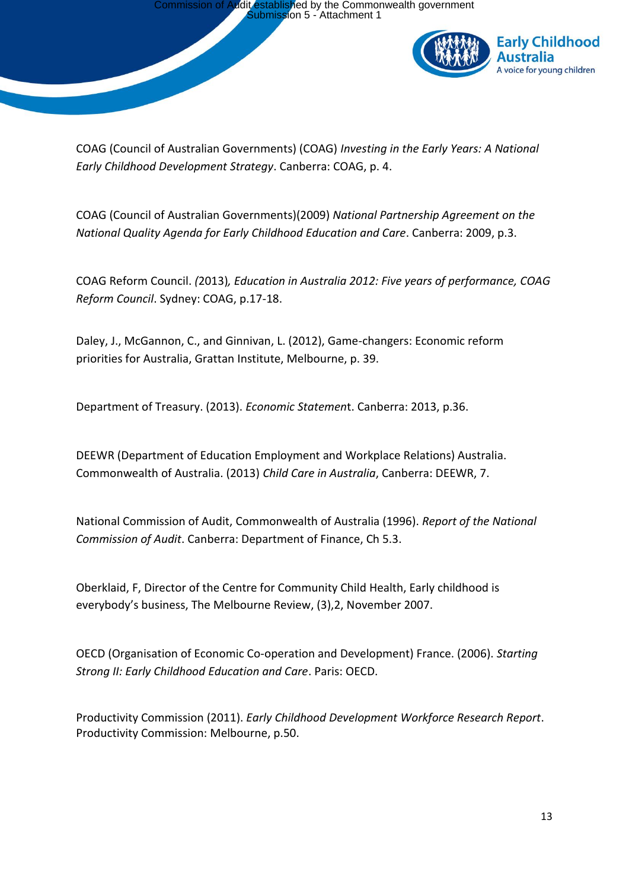COAG (Council of Australian Governments) (COAG) *Investing in the Early Years: A National Early Childhood Development Strategy*. Canberra: COAG, p. 4.

COAG (Council of Australian Governments)(2009) *National Partnership Agreement on the National Quality Agenda for Early Childhood Education and Care*. Canberra: 2009, p.3.

COAG Reform Council. *(*2013)*, Education in Australia 2012: Five years of performance, COAG Reform Council*. Sydney: COAG, p.17-18.

Daley, J., McGannon, C., and Ginnivan, L. (2012), Game-changers: Economic reform priorities for Australia, Grattan Institute, Melbourne, p. 39.

Department of Treasury. (2013). *Economic Statemen*t. Canberra: 2013, p.36.

DEEWR (Department of Education Employment and Workplace Relations) Australia. Commonwealth of Australia. (2013) *Child Care in Australia*, Canberra: DEEWR, 7.

National Commission of Audit, Commonwealth of Australia (1996). *Report of the National Commission of Audit*. Canberra: Department of Finance, Ch 5.3.

Oberklaid, F, Director of the Centre for Community Child Health, Early childhood is everybody's business, The Melbourne Review, (3),2, November 2007.

OECD (Organisation of Economic Co-operation and Development) France. (2006). *Starting Strong II: Early Childhood Education and Care*. Paris: OECD.

Productivity Commission (2011). *Early Childhood Development Workforce Research Report*. Productivity Commission: Melbourne, p.50.